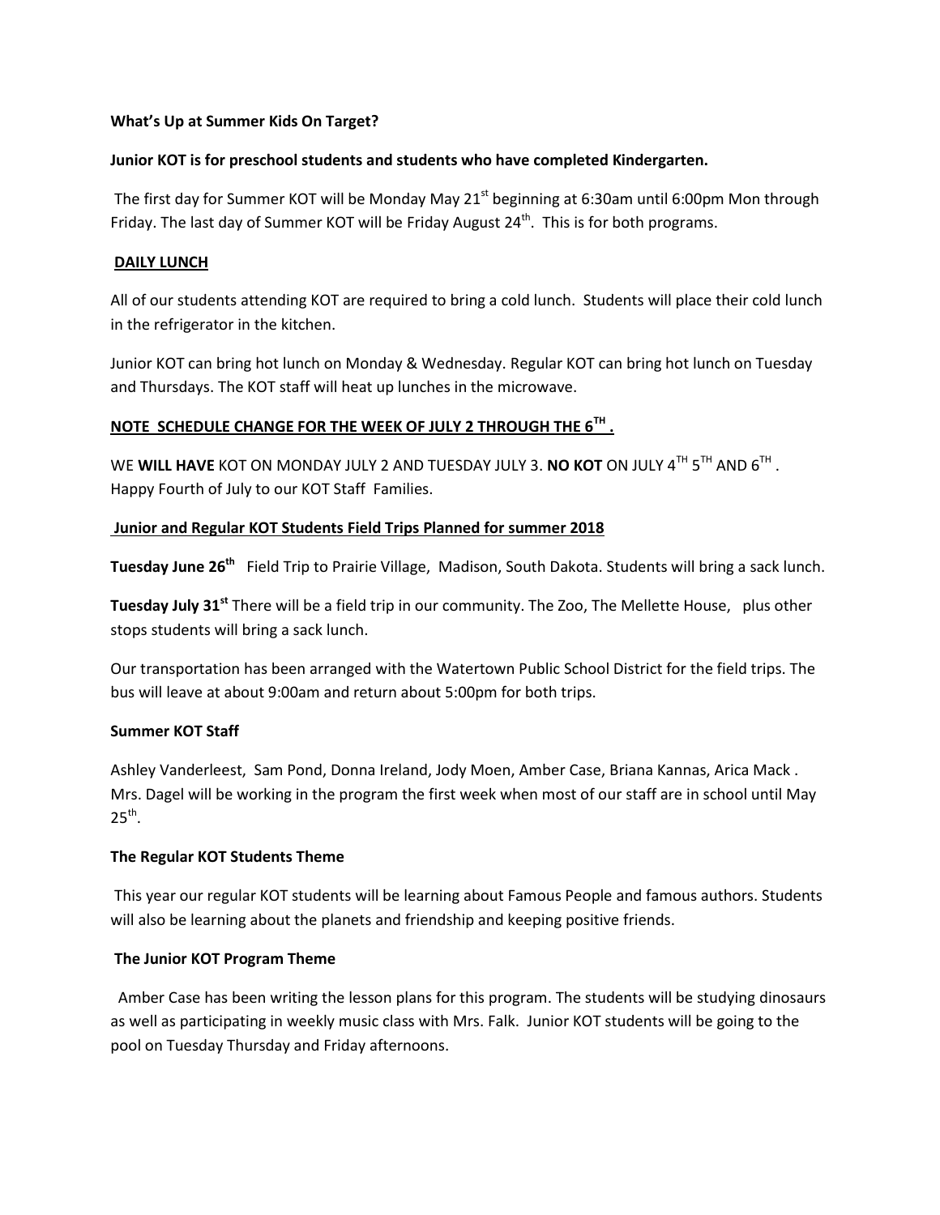**What's Up at Summer Kids On Target?**

**Junior KOT is for preschool students and students who have completed Kindergarten.**

The first day for Summer KOT will be Monday May 21st beginning at 6:30am until 6:00pm Mon through Friday. The last day of Summer KOT will be Friday August 24th. This is for both programs.

**DAILY LUNCH**

All of our students attending KOT are required to bring a cold lunch. Students will place their cold lunch in the refrigerator in the kitchen.

Junior KOT can bring hot lunch on Monday & Wednesday. Regular KOT can bring hot lunch on Tuesday and Thursdays. The KOT staff will heat up lunches in the microwave.

**NOTE SCHEDULE CHANGE FOR THE WEEK OF JULY 2 THROUGH THE 6TH .**

WE **WILL HAVE** KOT ON MONDAY JULY 2 AND TUESDAY JULY 3. **NO KOT** ON JULY 4TH 5TH AND 6TH . Happy Fourth of July to our KOT Staff Families.

**Junior and Regular KOT Students Field Trips Planned for summer 2018**

**Tuesday June 26th** Field Trip to Prairie Village, Madison, South Dakota. Students will bring a sack lunch.

**Tuesday July 31st** There will be a field trip in our community. The Zoo, The Mellette House, plus other stops students will bring a sack lunch.

Our transportation has been arranged with the Watertown Public School District for the field trips. The bus will leave at about 9:00am and return about 5:00pm for both trips.

**Summer KOT Staff**

Ashley Vanderleest, Sam Pond, Donna Ireland, Jody Moen, Amber Case, Briana Kannas, Arica Mack . Mrs. Dagel will be working in the program the first week when most of our staff are in school until May 25th.

**The Regular KOT Students Theme**

This year our regular KOT students will be learning about Famous People and famous authors. Students will also be learning about the planets and friendship and keeping positive friends.

**The Junior KOT Program Theme**

Amber Case has been writing the lesson plans for this program. The students will be studying dinosaurs as well as participating in weekly music class with Mrs. Falk. Junior KOT students will be going to the pool on Tuesday Thursday and Friday afternoons.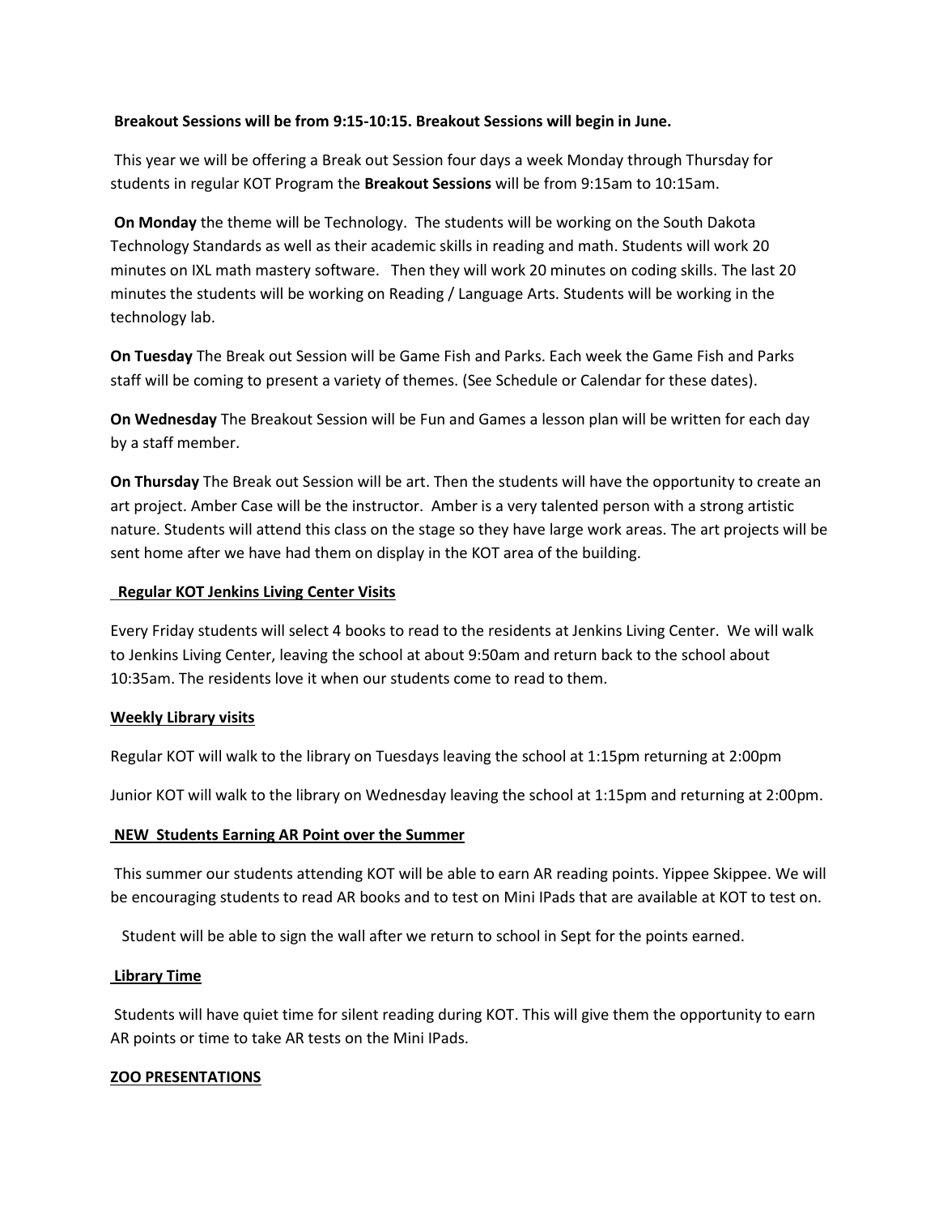**Breakout Sessions will be from 9:15-10:15. Breakout Sessions will begin in June.**

This year we will be offering a Break out Session four days a week Monday through Thursday for students in regular KOT Program the **Breakout Sessions** will be from 9:15am to 10:15am.

**On Monday** the theme will be Technology. The students will be working on the South Dakota Technology Standards as well as their academic skills in reading and math. Students will work 20 minutes on IXL math mastery software. Then they will work 20 minutes on coding skills. The last 20 minutes the students will be working on Reading / Language Arts. Students will be working in the technology lab.

**On Tuesday** The Break out Session will be Game Fish and Parks. Each week the Game Fish and Parks staff will be coming to present a variety of themes. (See Schedule or Calendar for these dates).

**On Wednesday** The Breakout Session will be Fun and Games a lesson plan will be written for each day by a staff member.

**On Thursday** The Break out Session will be art. Then the students will have the opportunity to create an art project. Amber Case will be the instructor. Amber is a very talented person with a strong artistic nature. Students will attend this class on the stage so they have large work areas. The art projects will be sent home after we have had them on display in the KOT area of the building.

**Regular KOT Jenkins Living Center Visits**

Every Friday students will select 4 books to read to the residents at Jenkins Living Center. We will walk to Jenkins Living Center, leaving the school at about 9:50am and return back to the school about 10:35am. The residents love it when our students come to read to them.

**Weekly Library visits**

Regular KOT will walk to the library on Tuesdays leaving the school at 1:15pm returning at 2:00pm

Junior KOT will walk to the library on Wednesday leaving the school at 1:15pm and returning at 2:00pm.

**NEW Students Earning AR Point over the Summer**

This summer our students attending KOT will be able to earn AR reading points. Yippee Skippee. We will be encouraging students to read AR books and to test on Mini IPads that are available at KOT to test on.

Student will be able to sign the wall after we return to school in Sept for the points earned.

**Library Time**

Students will have quiet time for silent reading during KOT. This will give them the opportunity to earn AR points or time to take AR tests on the Mini IPads.

**ZOO PRESENTATIONS**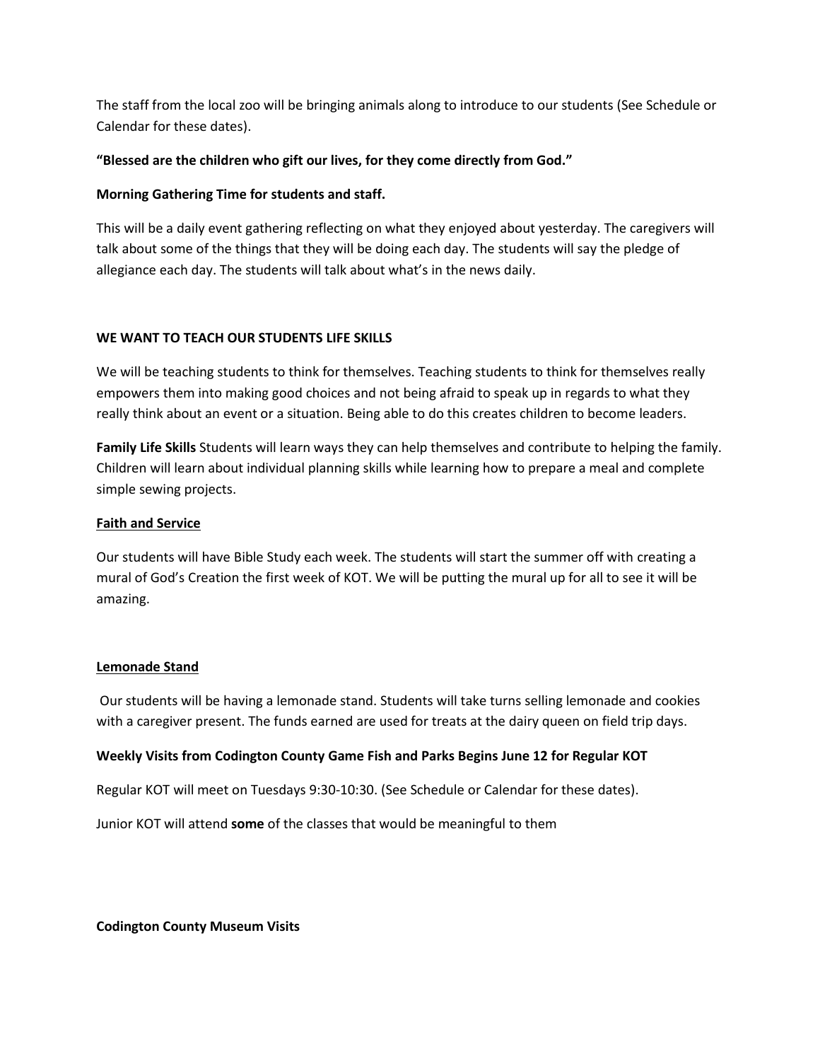The staff from the local zoo will be bringing animals along to introduce to our students (See Schedule or Calendar for these dates).

**"Blessed are the children who gift our lives, for they come directly from God."**

**Morning Gathering Time for students and staff.**

This will be a daily event gathering reflecting on what they enjoyed about yesterday. The caregivers will talk about some of the things that they will be doing each day. The students will say the pledge of allegiance each day. The students will talk about what's in the news daily.

**WE WANT TO TEACH OUR STUDENTS LIFE SKILLS**

We will be teaching students to think for themselves. Teaching students to think for themselves really empowers them into making good choices and not being afraid to speak up in regards to what they really think about an event or a situation. Being able to do this creates children to become leaders.

**Family Life Skills** Students will learn ways they can help themselves and contribute to helping the family. Children will learn about individual planning skills while learning how to prepare a meal and complete simple sewing projects.

**Faith and Service**

Our students will have Bible Study each week. The students will start the summer off with creating a mural of God's Creation the first week of KOT. We will be putting the mural up for all to see it will be amazing.

**Lemonade Stand**

Our students will be having a lemonade stand. Students will take turns selling lemonade and cookies with a caregiver present. The funds earned are used for treats at the dairy queen on field trip days.

**Weekly Visits from Codington County Game Fish and Parks Begins June 12 for Regular KOT**

Regular KOT will meet on Tuesdays 9:30-10:30. (See Schedule or Calendar for these dates).

Junior KOT will attend **some** of the classes that would be meaningful to them

**Codington County Museum Visits**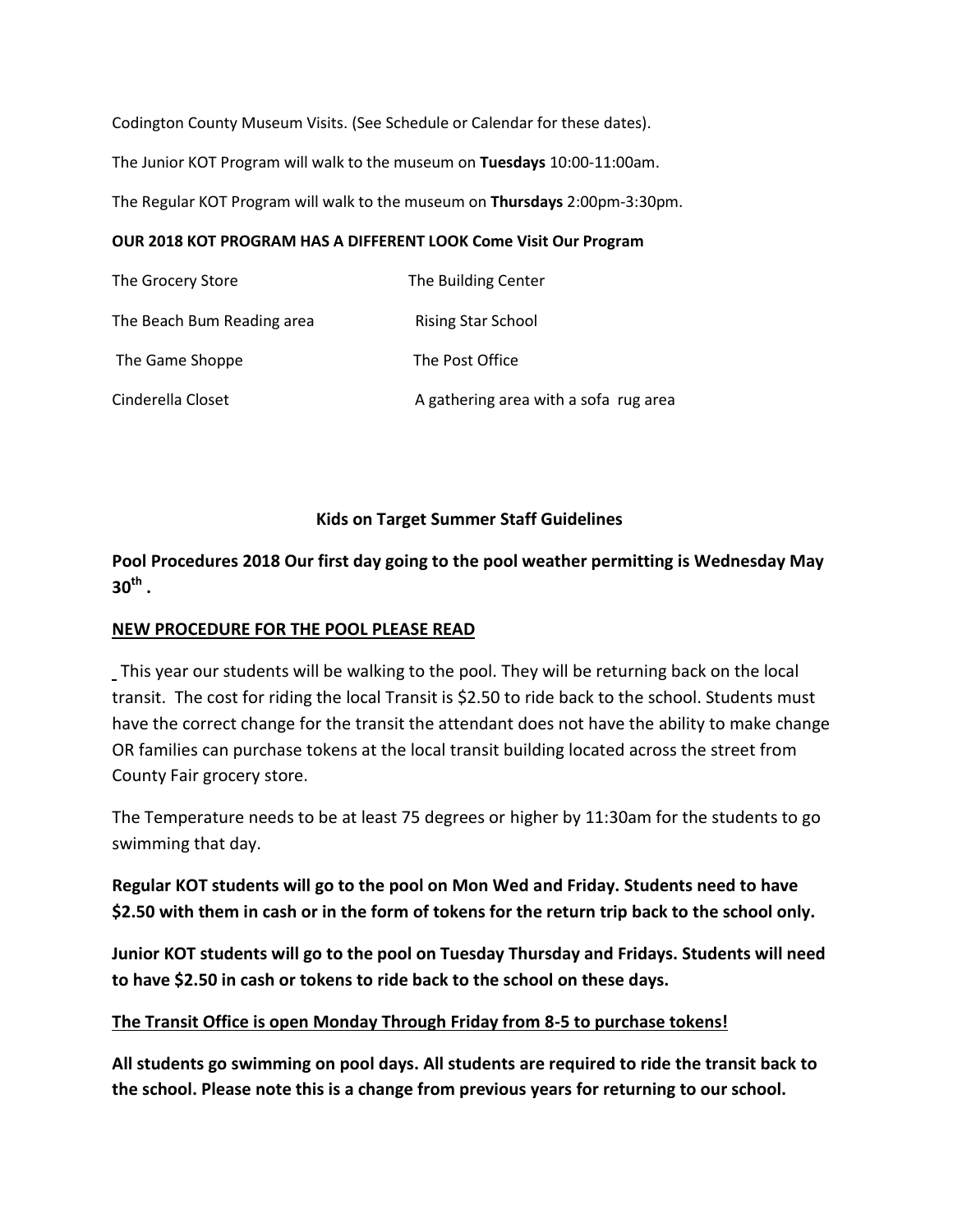Codington County Museum Visits. (See Schedule or Calendar for these dates).

The Junior KOT Program will walk to the museum on **Tuesdays** 10:00-11:00am.

The Regular KOT Program will walk to the museum on **Thursdays** 2:00pm-3:30pm.

**OUR 2018 KOT PROGRAM HAS A DIFFERENT LOOK Come Visit Our Program**

| | |
|---|---|
| The Grocery Store | The Building Center |
| The Beach Bum Reading area | Rising Star School |
| The Game Shoppe | The Post Office |
| Cinderella Closet | A gathering area with a sofa rug area |

**Kids on Target Summer Staff Guidelines**

**Pool Procedures 2018 Our first day going to the pool weather permitting is Wednesday May 30th .**

**<u>NEW PROCEDURE FOR THE POOL PLEASE READ</u>**

This year our students will be walking to the pool. They will be returning back on the local transit. The cost for riding the local Transit is $2.50 to ride back to the school. Students must have the correct change for the transit the attendant does not have the ability to make change OR families can purchase tokens at the local transit building located across the street from County Fair grocery store.

The Temperature needs to be at least 75 degrees or higher by 11:30am for the students to go swimming that day.

**Regular KOT students will go to the pool on Mon Wed and Friday. Students need to have $2.50 with them in cash or in the form of tokens for the return trip back to the school only.**

**Junior KOT students will go to the pool on Tuesday Thursday and Fridays. Students will need to have $2.50 in cash or tokens to ride back to the school on these days.**

**<u>The Transit Office is open Monday Through Friday from 8-5 to purchase tokens!</u>**

**All students go swimming on pool days. All students are required to ride the transit back to the school. Please note this is a change from previous years for returning to our school.**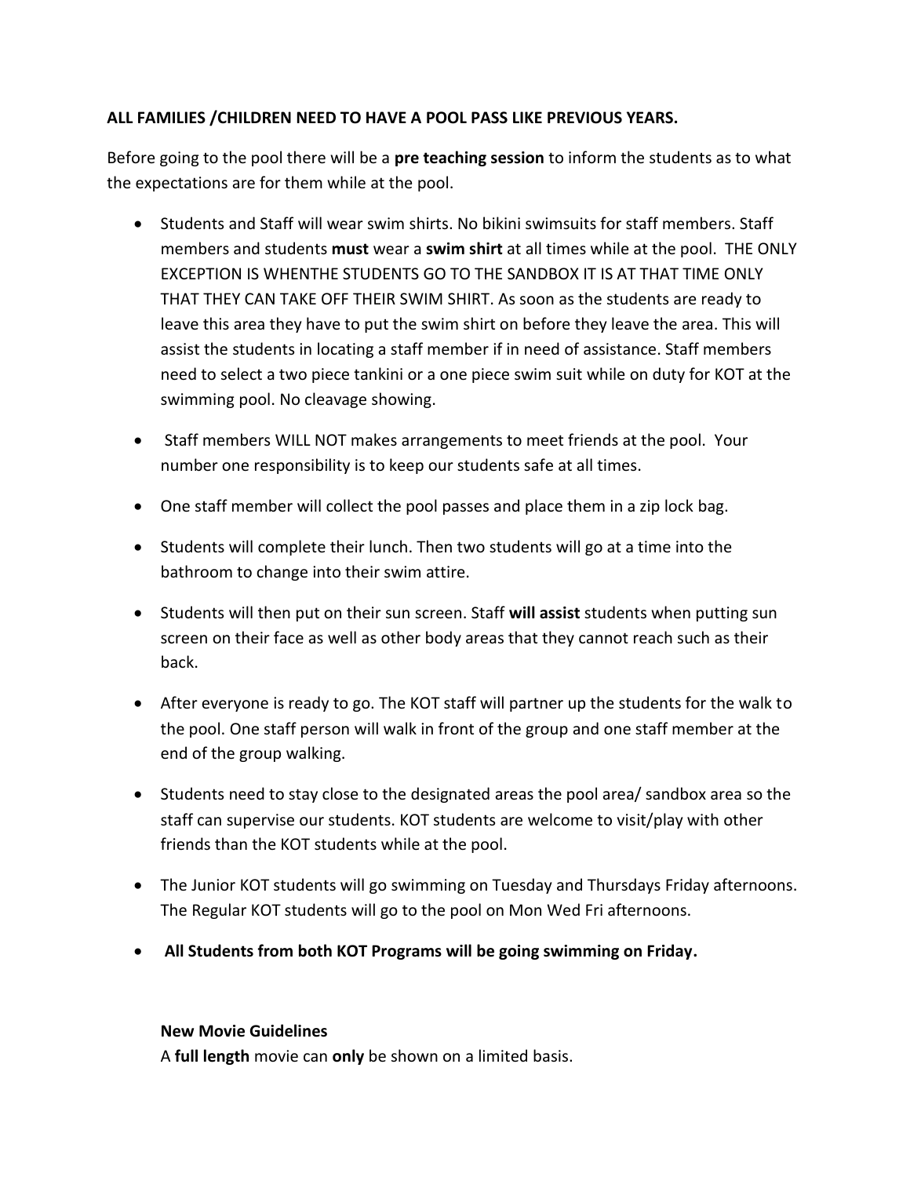**ALL FAMILIES /CHILDREN NEED TO HAVE A POOL PASS LIKE PREVIOUS YEARS.**

Before going to the pool there will be a **pre teaching session** to inform the students as to what the expectations are for them while at the pool.

- Students and Staff will wear swim shirts. No bikini swimsuits for staff members. Staff members and students **must** wear a **swim shirt** at all times while at the pool. THE ONLY EXCEPTION IS WHENTHE STUDENTS GO TO THE SANDBOX IT IS AT THAT TIME ONLY THAT THEY CAN TAKE OFF THEIR SWIM SHIRT. As soon as the students are ready to leave this area they have to put the swim shirt on before they leave the area. This will assist the students in locating a staff member if in need of assistance. Staff members need to select a two piece tankini or a one piece swim suit while on duty for KOT at the swimming pool. No cleavage showing.
- Staff members WILL NOT makes arrangements to meet friends at the pool. Your number one responsibility is to keep our students safe at all times.
- One staff member will collect the pool passes and place them in a zip lock bag.
- Students will complete their lunch. Then two students will go at a time into the bathroom to change into their swim attire.
- Students will then put on their sun screen. Staff **will assist** students when putting sun screen on their face as well as other body areas that they cannot reach such as their back.
- After everyone is ready to go. The KOT staff will partner up the students for the walk to the pool. One staff person will walk in front of the group and one staff member at the end of the group walking.
- Students need to stay close to the designated areas the pool area/ sandbox area so the staff can supervise our students. KOT students are welcome to visit/play with other friends than the KOT students while at the pool.
- The Junior KOT students will go swimming on Tuesday and Thursdays Friday afternoons. The Regular KOT students will go to the pool on Mon Wed Fri afternoons.
- **All Students from both KOT Programs will be going swimming on Friday.**

**New Movie Guidelines**

A **full length** movie can **only** be shown on a limited basis.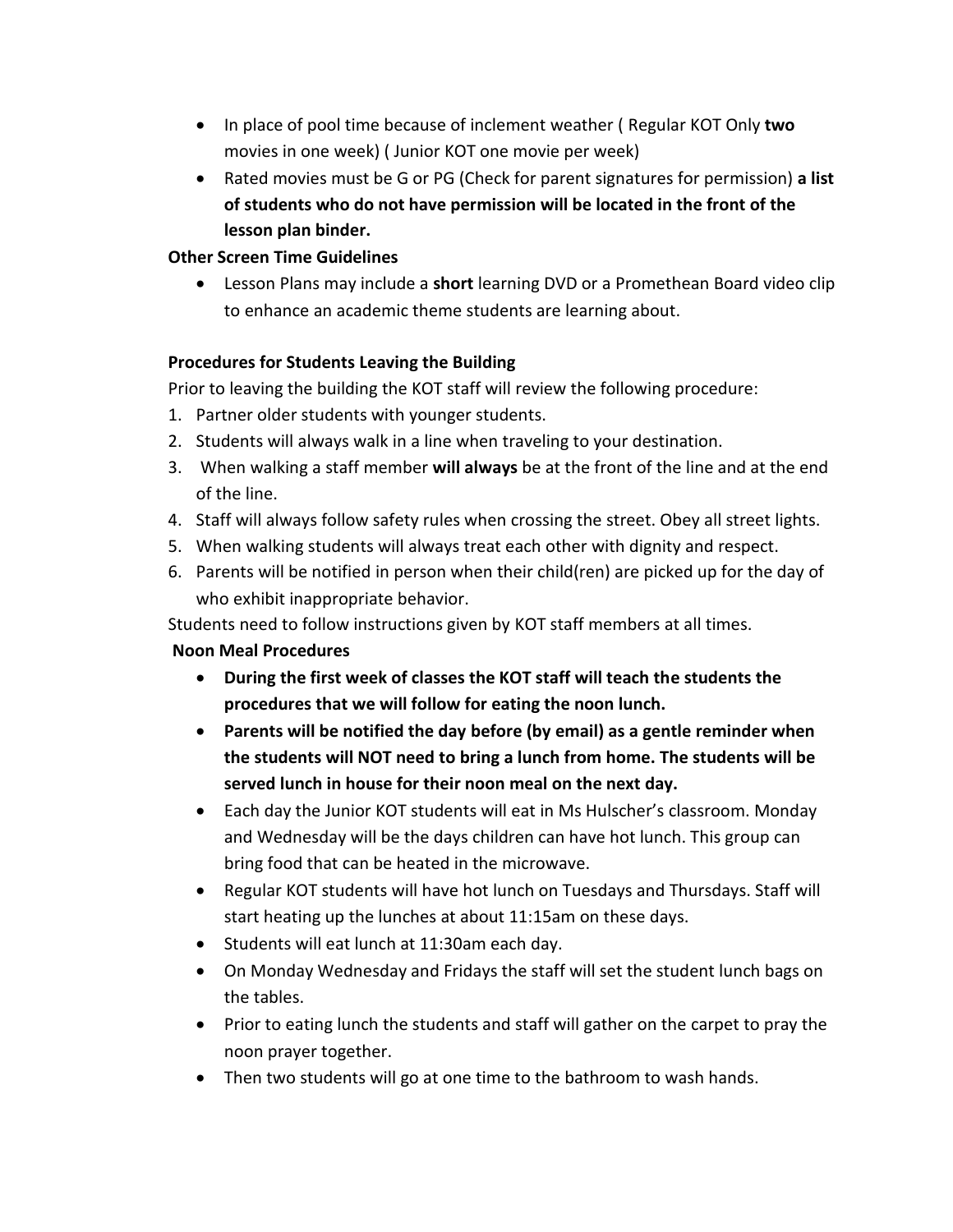- In place of pool time because of inclement weather ( Regular KOT Only **two** movies in one week) ( Junior KOT one movie per week)
- Rated movies must be G or PG (Check for parent signatures for permission) **a list of students who do not have permission will be located in the front of the lesson plan binder.**

**Other Screen Time Guidelines**

- Lesson Plans may include a **short** learning DVD or a Promethean Board video clip to enhance an academic theme students are learning about.

**Procedures for Students Leaving the Building**

Prior to leaving the building the KOT staff will review the following procedure:

1. Partner older students with younger students.
2. Students will always walk in a line when traveling to your destination.
3. When walking a staff member **will always** be at the front of the line and at the end of the line.
4. Staff will always follow safety rules when crossing the street. Obey all street lights.
5. When walking students will always treat each other with dignity and respect.
6. Parents will be notified in person when their child(ren) are picked up for the day of who exhibit inappropriate behavior.

Students need to follow instructions given by KOT staff members at all times.

**Noon Meal Procedures**

- **During the first week of classes the KOT staff will teach the students the procedures that we will follow for eating the noon lunch.**
- **Parents will be notified the day before (by email) as a gentle reminder when the students will NOT need to bring a lunch from home. The students will be served lunch in house for their noon meal on the next day.**
- Each day the Junior KOT students will eat in Ms Hulscher's classroom. Monday and Wednesday will be the days children can have hot lunch. This group can bring food that can be heated in the microwave.
- Regular KOT students will have hot lunch on Tuesdays and Thursdays. Staff will start heating up the lunches at about 11:15am on these days.
- Students will eat lunch at 11:30am each day.
- On Monday Wednesday and Fridays the staff will set the student lunch bags on the tables.
- Prior to eating lunch the students and staff will gather on the carpet to pray the noon prayer together.
- Then two students will go at one time to the bathroom to wash hands.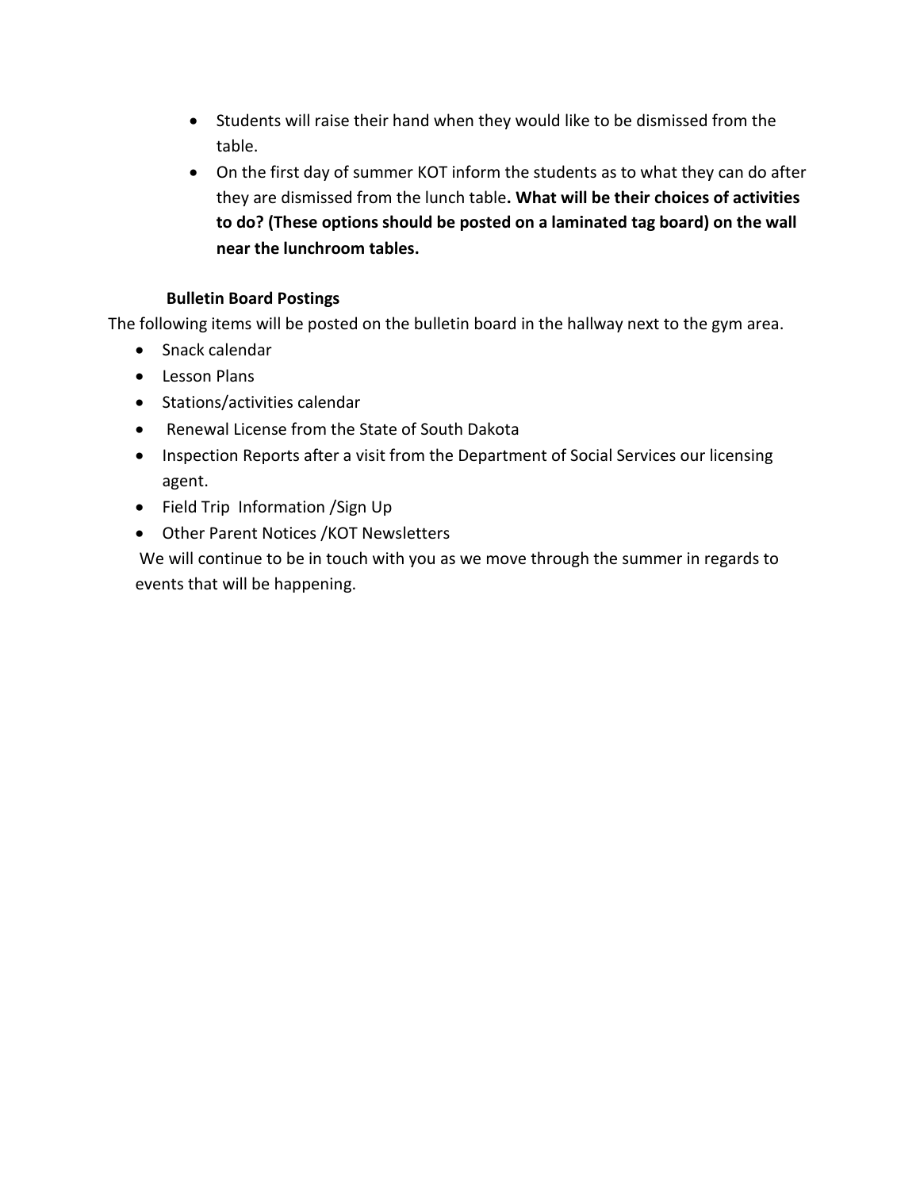- Students will raise their hand when they would like to be dismissed from the table.
- On the first day of summer KOT inform the students as to what they can do after they are dismissed from the lunch table**. What will be their choices of activities to do? (These options should be posted on a laminated tag board) on the wall near the lunchroom tables.**

**Bulletin Board Postings**

The following items will be posted on the bulletin board in the hallway next to the gym area.

- Snack calendar
- Lesson Plans
- Stations/activities calendar
- Renewal License from the State of South Dakota
- Inspection Reports after a visit from the Department of Social Services our licensing agent.
- Field Trip Information /Sign Up
- Other Parent Notices /KOT Newsletters

We will continue to be in touch with you as we move through the summer in regards to events that will be happening.